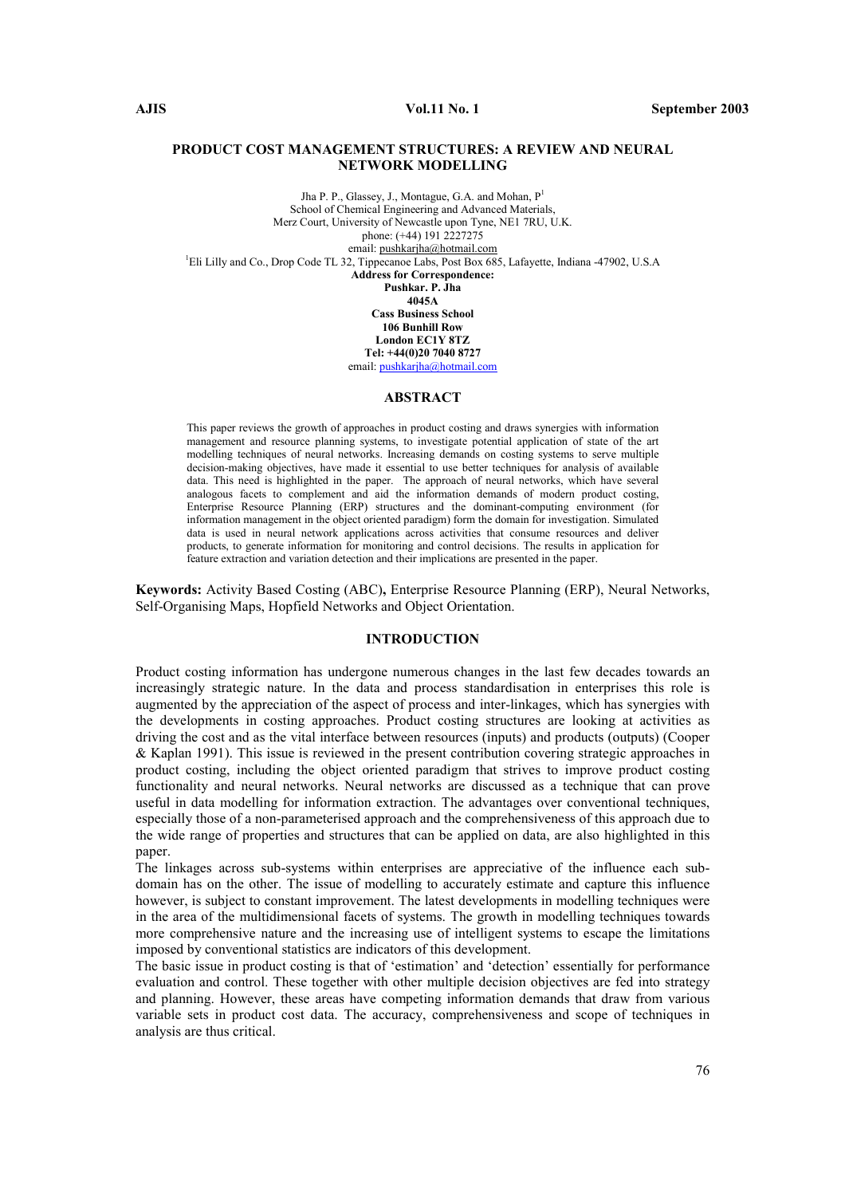# PRODUCT COST MANAGEMENT STRUCTURES: A REVIEW AND NEURAL NETWORK MODELLING

Jha P. P., Glassey, J., Montague, G.A. and Mohan, P[1]
School of Chemical Engineering and Advanced Materials,
Merz Court, University of Newcastle upon Tyne, NE1 7RU, U.K.
phone: (+44) 191 2227275
email: pushkarjha@hotmail.com
[1]Eli Lilly and Co., Drop Code TL 32, Tippecanoe Labs, Post Box 685, Lafayette, Indiana -47902, U.S.A

**Address for Correspondence:**
**Pushkar. P. Jha**
**4045A**
**Cass Business School**
**106 Bunhill Row**
**London EC1Y 8TZ**
**Tel: +44(0)20 7040 8727**
email: pushkarjha@hotmail.com

## ABSTRACT

This paper reviews the growth of approaches in product costing and draws synergies with information management and resource planning systems, to investigate potential application of state of the art modelling techniques of neural networks. Increasing demands on costing systems to serve multiple decision-making objectives, have made it essential to use better techniques for analysis of available data. This need is highlighted in the paper. The approach of neural networks, which have several analogous facets to complement and aid the information demands of modern product costing, Enterprise Resource Planning (ERP) structures and the dominant-computing environment (for information management in the object oriented paradigm) form the domain for investigation. Simulated data is used in neural network applications across activities that consume resources and deliver products, to generate information for monitoring and control decisions. The results in application for feature extraction and variation detection and their implications are presented in the paper.

**Keywords:** Activity Based Costing (ABC)**,** Enterprise Resource Planning (ERP), Neural Networks, Self-Organising Maps, Hopfield Networks and Object Orientation.

## INTRODUCTION

Product costing information has undergone numerous changes in the last few decades towards an increasingly strategic nature. In the data and process standardisation in enterprises this role is augmented by the appreciation of the aspect of process and inter-linkages, which has synergies with the developments in costing approaches. Product costing structures are looking at activities as driving the cost and as the vital interface between resources (inputs) and products (outputs) (Cooper & Kaplan 1991). This issue is reviewed in the present contribution covering strategic approaches in product costing, including the object oriented paradigm that strives to improve product costing functionality and neural networks. Neural networks are discussed as a technique that can prove useful in data modelling for information extraction. The advantages over conventional techniques, especially those of a non-parameterised approach and the comprehensiveness of this approach due to the wide range of properties and structures that can be applied on data, are also highlighted in this paper.

The linkages across sub-systems within enterprises are appreciative of the influence each sub-domain has on the other. The issue of modelling to accurately estimate and capture this influence however, is subject to constant improvement. The latest developments in modelling techniques were in the area of the multidimensional facets of systems. The growth in modelling techniques towards more comprehensive nature and the increasing use of intelligent systems to escape the limitations imposed by conventional statistics are indicators of this development.

The basic issue in product costing is that of 'estimation' and 'detection' essentially for performance evaluation and control. These together with other multiple decision objectives are fed into strategy and planning. However, these areas have competing information demands that draw from various variable sets in product cost data. The accuracy, comprehensiveness and scope of techniques in analysis are thus critical.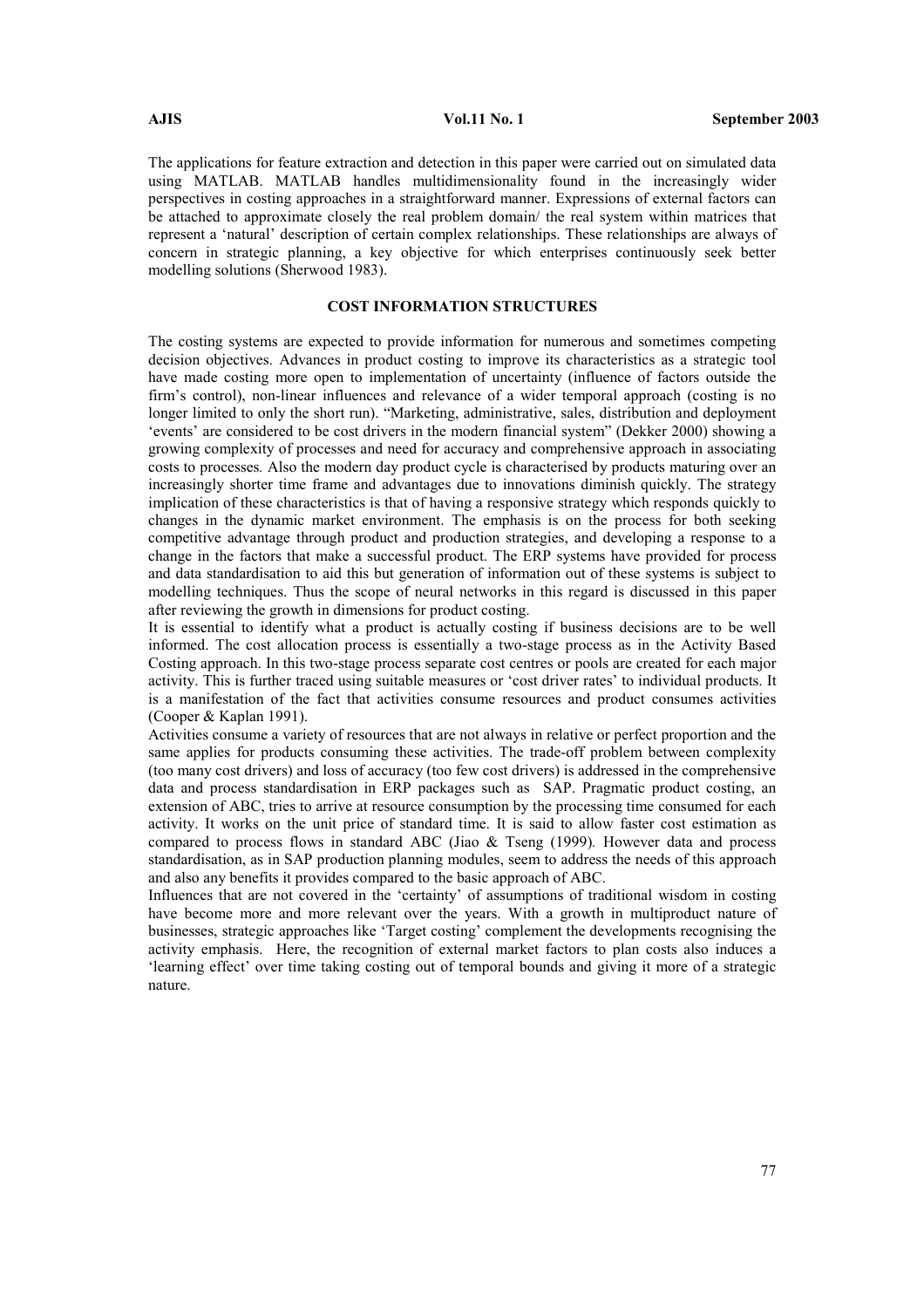The applications for feature extraction and detection in this paper were carried out on simulated data using MATLAB. MATLAB handles multidimensionality found in the increasingly wider perspectives in costing approaches in a straightforward manner. Expressions of external factors can be attached to approximate closely the real problem domain/ the real system within matrices that represent a 'natural' description of certain complex relationships. These relationships are always of concern in strategic planning, a key objective for which enterprises continuously seek better modelling solutions (Sherwood 1983).

## COST INFORMATION STRUCTURES

The costing systems are expected to provide information for numerous and sometimes competing decision objectives. Advances in product costing to improve its characteristics as a strategic tool have made costing more open to implementation of uncertainty (influence of factors outside the firm's control), non-linear influences and relevance of a wider temporal approach (costing is no longer limited to only the short run). "Marketing, administrative, sales, distribution and deployment 'events' are considered to be cost drivers in the modern financial system" (Dekker 2000) showing a growing complexity of processes and need for accuracy and comprehensive approach in associating costs to processes*.* Also the modern day product cycle is characterised by products maturing over an increasingly shorter time frame and advantages due to innovations diminish quickly. The strategy implication of these characteristics is that of having a responsive strategy which responds quickly to changes in the dynamic market environment. The emphasis is on the process for both seeking competitive advantage through product and production strategies, and developing a response to a change in the factors that make a successful product. The ERP systems have provided for process and data standardisation to aid this but generation of information out of these systems is subject to modelling techniques. Thus the scope of neural networks in this regard is discussed in this paper after reviewing the growth in dimensions for product costing.

It is essential to identify what a product is actually costing if business decisions are to be well informed. The cost allocation process is essentially a two-stage process as in the Activity Based Costing approach. In this two-stage process separate cost centres or pools are created for each major activity. This is further traced using suitable measures or 'cost driver rates' to individual products. It is a manifestation of the fact that activities consume resources and product consumes activities (Cooper & Kaplan 1991).

Activities consume a variety of resources that are not always in relative or perfect proportion and the same applies for products consuming these activities. The trade-off problem between complexity (too many cost drivers) and loss of accuracy (too few cost drivers) is addressed in the comprehensive data and process standardisation in ERP packages such as SAP. Pragmatic product costing, an extension of ABC, tries to arrive at resource consumption by the processing time consumed for each activity. It works on the unit price of standard time. It is said to allow faster cost estimation as compared to process flows in standard ABC (Jiao & Tseng (1999)*.* However data and process standardisation, as in SAP production planning modules, seem to address the needs of this approach and also any benefits it provides compared to the basic approach of ABC.

Influences that are not covered in the 'certainty' of assumptions of traditional wisdom in costing have become more and more relevant over the years. With a growth in multiproduct nature of businesses, strategic approaches like 'Target costing' complement the developments recognising the activity emphasis. Here, the recognition of external market factors to plan costs also induces a 'learning effect' over time taking costing out of temporal bounds and giving it more of a strategic nature.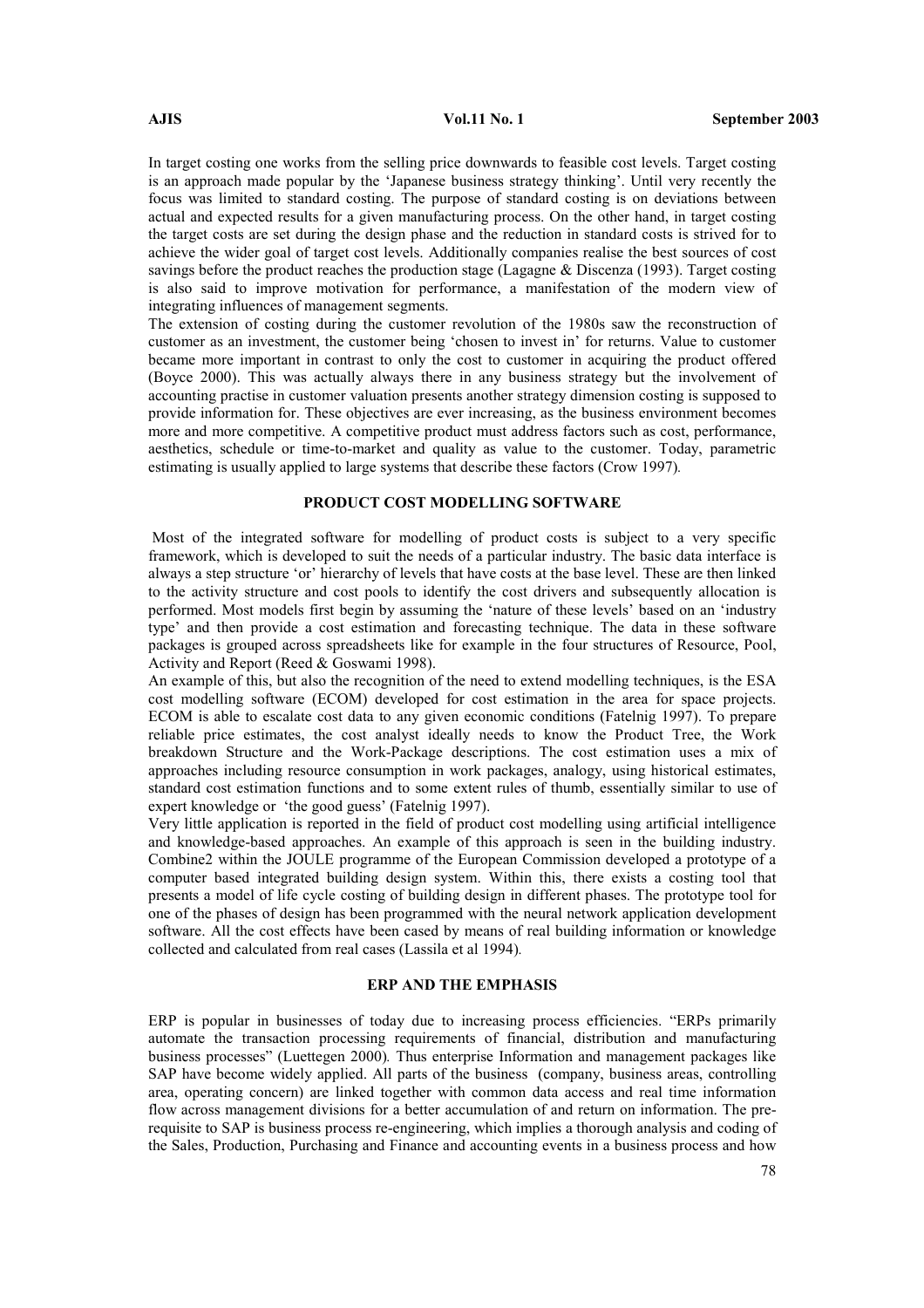In target costing one works from the selling price downwards to feasible cost levels. Target costing is an approach made popular by the 'Japanese business strategy thinking'. Until very recently the focus was limited to standard costing. The purpose of standard costing is on deviations between actual and expected results for a given manufacturing process. On the other hand, in target costing the target costs are set during the design phase and the reduction in standard costs is strived for to achieve the wider goal of target cost levels. Additionally companies realise the best sources of cost savings before the product reaches the production stage (Lagagne & Discenza (1993). Target costing is also said to improve motivation for performance, a manifestation of the modern view of integrating influences of management segments.

The extension of costing during the customer revolution of the 1980s saw the reconstruction of customer as an investment, the customer being 'chosen to invest in' for returns. Value to customer became more important in contrast to only the cost to customer in acquiring the product offered (Boyce 2000). This was actually always there in any business strategy but the involvement of accounting practise in customer valuation presents another strategy dimension costing is supposed to provide information for. These objectives are ever increasing, as the business environment becomes more and more competitive. A competitive product must address factors such as cost, performance, aesthetics, schedule or time-to-market and quality as value to the customer. Today, parametric estimating is usually applied to large systems that describe these factors (Crow 1997).

## PRODUCT COST MODELLING SOFTWARE

Most of the integrated software for modelling of product costs is subject to a very specific framework, which is developed to suit the needs of a particular industry. The basic data interface is always a step structure 'or' hierarchy of levels that have costs at the base level. These are then linked to the activity structure and cost pools to identify the cost drivers and subsequently allocation is performed. Most models first begin by assuming the 'nature of these levels' based on an 'industry type' and then provide a cost estimation and forecasting technique. The data in these software packages is grouped across spreadsheets like for example in the four structures of Resource, Pool, Activity and Report (Reed & Goswami 1998).

An example of this, but also the recognition of the need to extend modelling techniques, is the ESA cost modelling software (ECOM) developed for cost estimation in the area for space projects. ECOM is able to escalate cost data to any given economic conditions (Fatelnig 1997). To prepare reliable price estimates, the cost analyst ideally needs to know the Product Tree, the Work breakdown Structure and the Work-Package descriptions. The cost estimation uses a mix of approaches including resource consumption in work packages, analogy, using historical estimates, standard cost estimation functions and to some extent rules of thumb, essentially similar to use of expert knowledge or 'the good guess' (Fatelnig 1997).

Very little application is reported in the field of product cost modelling using artificial intelligence and knowledge-based approaches. An example of this approach is seen in the building industry. Combine2 within the JOULE programme of the European Commission developed a prototype of a computer based integrated building design system. Within this, there exists a costing tool that presents a model of life cycle costing of building design in different phases. The prototype tool for one of the phases of design has been programmed with the neural network application development software. All the cost effects have been cased by means of real building information or knowledge collected and calculated from real cases (Lassila et al 1994).

## ERP AND THE EMPHASIS

ERP is popular in businesses of today due to increasing process efficiencies. "ERPs primarily automate the transaction processing requirements of financial, distribution and manufacturing business processes" (Luettegen 2000). Thus enterprise Information and management packages like SAP have become widely applied. All parts of the business (company, business areas, controlling area, operating concern) are linked together with common data access and real time information flow across management divisions for a better accumulation of and return on information. The pre-requisite to SAP is business process re-engineering, which implies a thorough analysis and coding of the Sales, Production, Purchasing and Finance and accounting events in a business process and how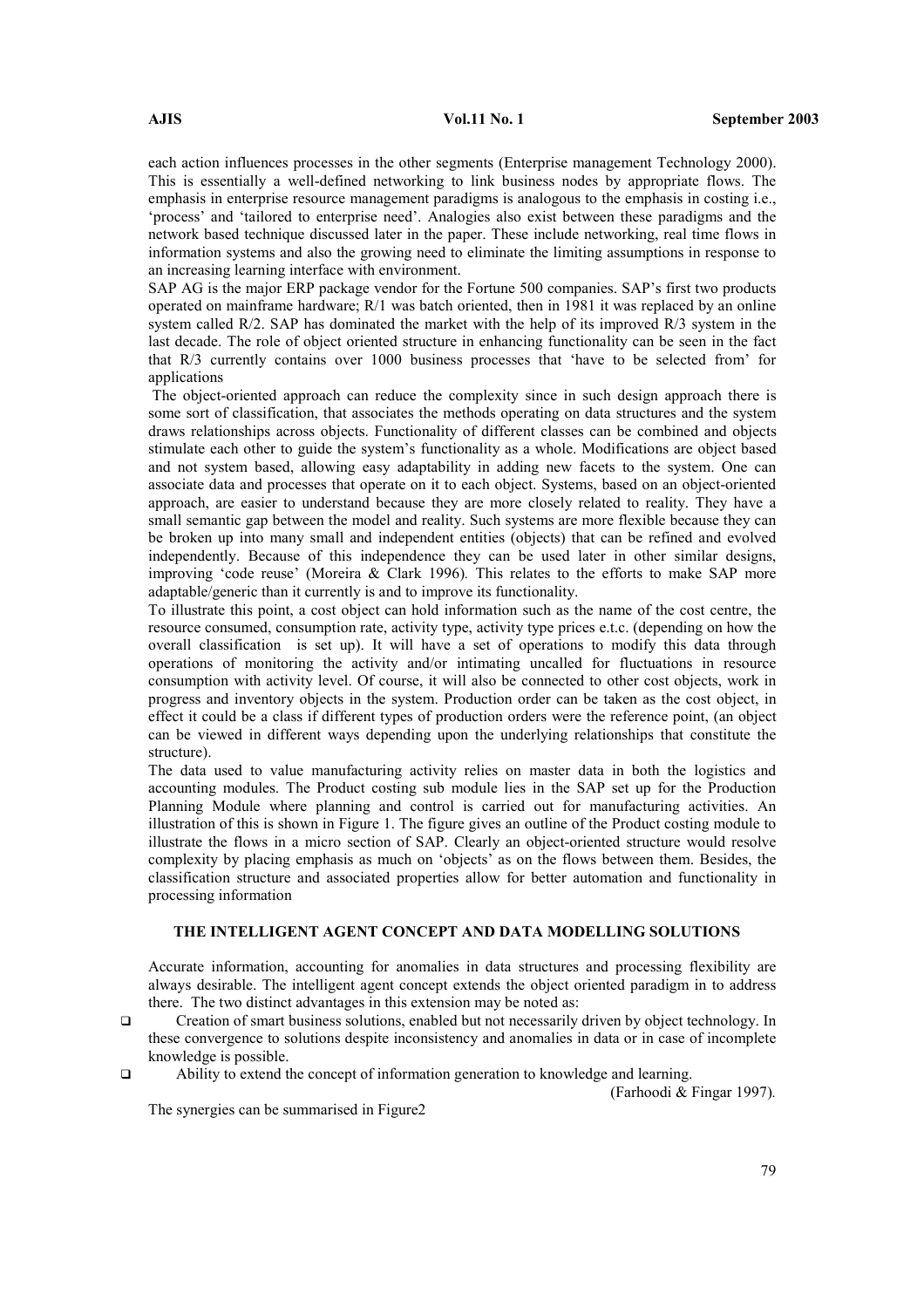each action influences processes in the other segments (Enterprise management Technology 2000). This is essentially a well-defined networking to link business nodes by appropriate flows. The emphasis in enterprise resource management paradigms is analogous to the emphasis in costing i.e., 'process' and 'tailored to enterprise need'. Analogies also exist between these paradigms and the network based technique discussed later in the paper. These include networking, real time flows in information systems and also the growing need to eliminate the limiting assumptions in response to an increasing learning interface with environment.

SAP AG is the major ERP package vendor for the Fortune 500 companies. SAP's first two products operated on mainframe hardware; R/1 was batch oriented, then in 1981 it was replaced by an online system called R/2. SAP has dominated the market with the help of its improved R/3 system in the last decade. The role of object oriented structure in enhancing functionality can be seen in the fact that R/3 currently contains over 1000 business processes that 'have to be selected from' for applications

The object-oriented approach can reduce the complexity since in such design approach there is some sort of classification, that associates the methods operating on data structures and the system draws relationships across objects. Functionality of different classes can be combined and objects stimulate each other to guide the system's functionality as a whole. Modifications are object based and not system based, allowing easy adaptability in adding new facets to the system. One can associate data and processes that operate on it to each object. Systems, based on an object-oriented approach, are easier to understand because they are more closely related to reality. They have a small semantic gap between the model and reality. Such systems are more flexible because they can be broken up into many small and independent entities (objects) that can be refined and evolved independently. Because of this independence they can be used later in other similar designs, improving 'code reuse' (Moreira & Clark 1996). This relates to the efforts to make SAP more adaptable/generic than it currently is and to improve its functionality.

To illustrate this point, a cost object can hold information such as the name of the cost centre, the resource consumed, consumption rate, activity type, activity type prices e.t.c. (depending on how the overall classification is set up). It will have a set of operations to modify this data through operations of monitoring the activity and/or intimating uncalled for fluctuations in resource consumption with activity level. Of course, it will also be connected to other cost objects, work in progress and inventory objects in the system. Production order can be taken as the cost object, in effect it could be a class if different types of production orders were the reference point, (an object can be viewed in different ways depending upon the underlying relationships that constitute the structure).

The data used to value manufacturing activity relies on master data in both the logistics and accounting modules. The Product costing sub module lies in the SAP set up for the Production Planning Module where planning and control is carried out for manufacturing activities. An illustration of this is shown in Figure 1. The figure gives an outline of the Product costing module to illustrate the flows in a micro section of SAP. Clearly an object-oriented structure would resolve complexity by placing emphasis as much on 'objects' as on the flows between them. Besides, the classification structure and associated properties allow for better automation and functionality in processing information

## THE INTELLIGENT AGENT CONCEPT AND DATA MODELLING SOLUTIONS

Accurate information, accounting for anomalies in data structures and processing flexibility are always desirable. The intelligent agent concept extends the object oriented paradigm in to address there. The two distinct advantages in this extension may be noted as:

- Creation of smart business solutions, enabled but not necessarily driven by object technology. In these convergence to solutions despite inconsistency and anomalies in data or in case of incomplete knowledge is possible.
- Ability to extend the concept of information generation to knowledge and learning.

(Farhoodi & Fingar 1997).

The synergies can be summarised in Figure2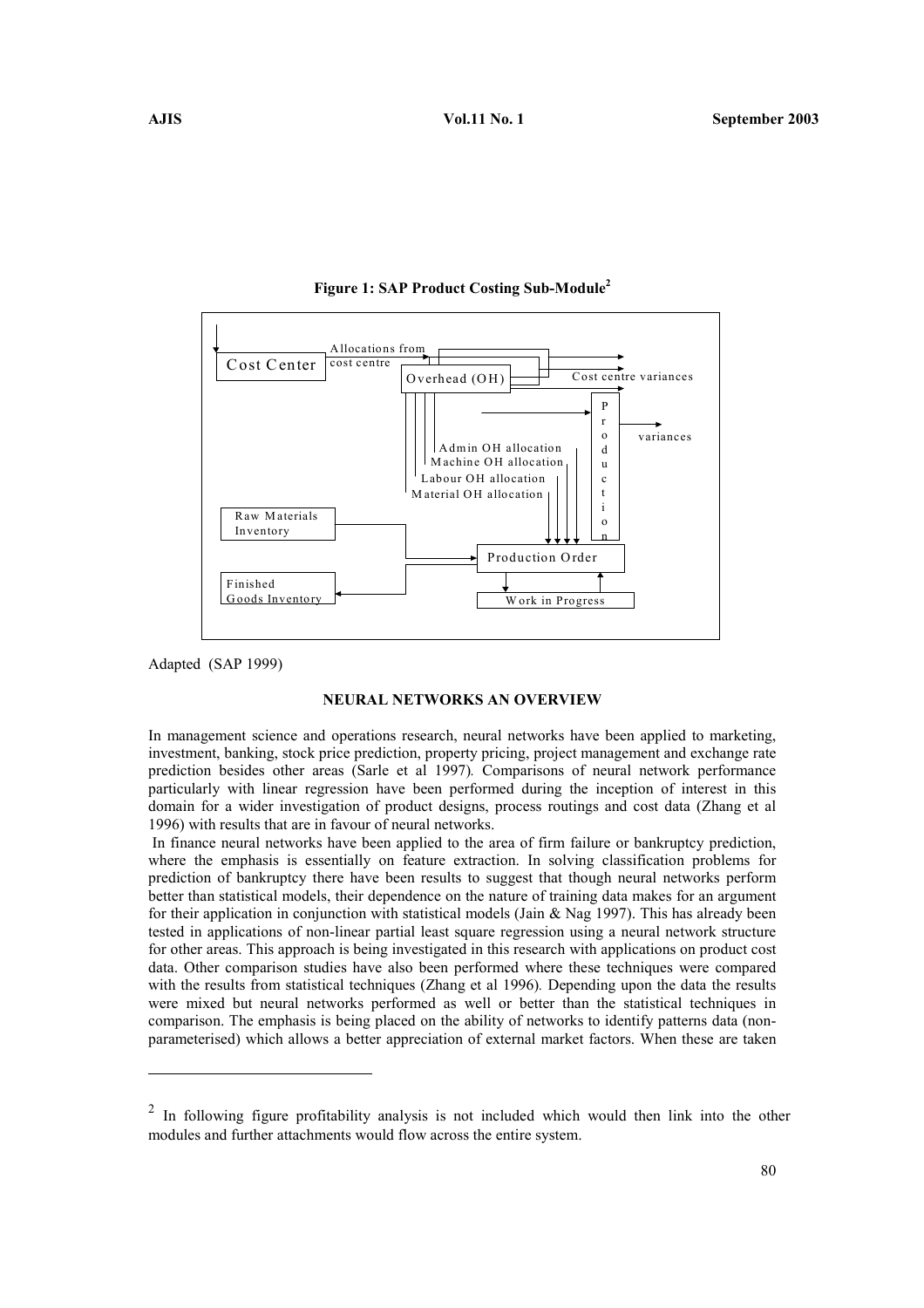**Figure 1: SAP Product Costing Sub-Module[2]**

Cost Center

Allocations from cost centre

Overhead (OH)

Cost centre variances

Production

variances

Admin OH allocation

Machine OH allocation

Labour OH allocation

Material OH allocation

Raw Materials Inventory

Production Order

Finished Goods Inventory

Work in Progress

Adapted (SAP 1999)

## NEURAL NETWORKS AN OVERVIEW

In management science and operations research, neural networks have been applied to marketing, investment, banking, stock price prediction, property pricing, project management and exchange rate prediction besides other areas (Sarle et al 1997). Comparisons of neural network performance particularly with linear regression have been performed during the inception of interest in this domain for a wider investigation of product designs, process routings and cost data (Zhang et al 1996) with results that are in favour of neural networks.

In finance neural networks have been applied to the area of firm failure or bankruptcy prediction, where the emphasis is essentially on feature extraction. In solving classification problems for prediction of bankruptcy there have been results to suggest that though neural networks perform better than statistical models, their dependence on the nature of training data makes for an argument for their application in conjunction with statistical models (Jain & Nag 1997). This has already been tested in applications of non-linear partial least square regression using a neural network structure for other areas. This approach is being investigated in this research with applications on product cost data. Other comparison studies have also been performed where these techniques were compared with the results from statistical techniques (Zhang et al 1996). Depending upon the data the results were mixed but neural networks performed as well or better than the statistical techniques in comparison. The emphasis is being placed on the ability of networks to identify patterns data (non-parameterised) which allows a better appreciation of external market factors. When these are taken

---

[2] In following figure profitability analysis is not included which would then link into the other modules and further attachments would flow across the entire system.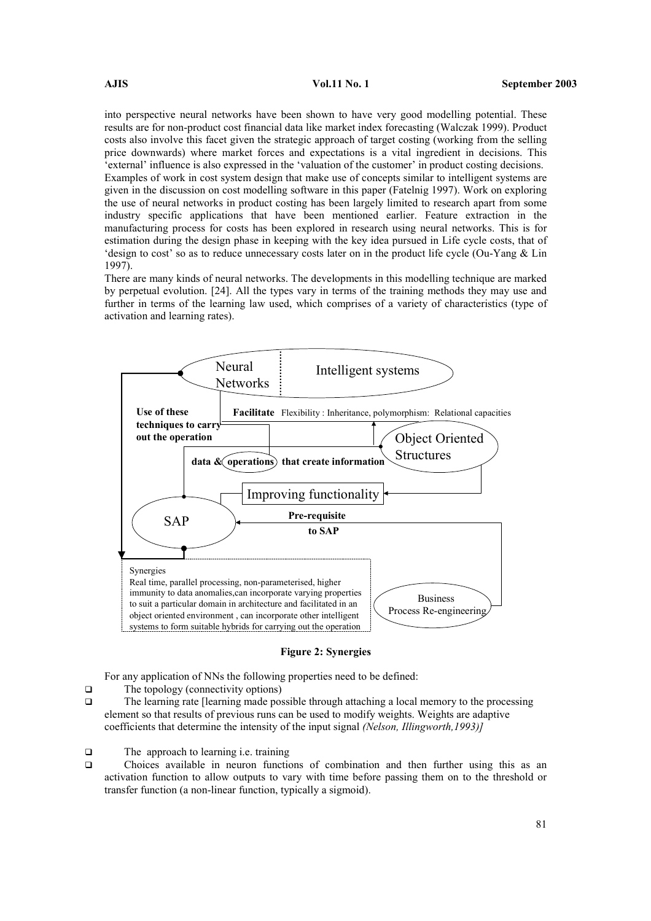into perspective neural networks have been shown to have very good modelling potential. These results are for non-product cost financial data like market index forecasting (Walczak 1999). P*r*oduct costs also involve this facet given the strategic approach of target costing (working from the selling price downwards) where market forces and expectations is a vital ingredient in decisions. This 'external' influence is also expressed in the 'valuation of the customer' in product costing decisions.

Examples of work in cost system design that make use of concepts similar to intelligent systems are given in the discussion on cost modelling software in this paper (Fatelnig 1997). Work on exploring the use of neural networks in product costing has been largely limited to research apart from some industry specific applications that have been mentioned earlier. Feature extraction in the manufacturing process for costs has been explored in research using neural networks. This is for estimation during the design phase in keeping with the key idea pursued in Life cycle costs, that of 'design to cost' so as to reduce unnecessary costs later on in the product life cycle (Ou-Yang & Lin 1997).

There are many kinds of neural networks. The developments in this modelling technique are marked by perpetual evolution. [24]. All the types vary in terms of the training methods they may use and further in terms of the learning law used, which comprises of a variety of characteristics (type of activation and learning rates).

Neural Networks | Intelligent systems

**Use of these techniques to carry out the operation**

**Facilitate** Flexibility : Inheritance, polymorphism: Relational capacities

Object Oriented Structures

**data & operations that create information**

Improving functionality

SAP

**Pre-requisite to SAP**

Business Process Re-engineering

Synergies
Real time, parallel processing, non-parameterised, higher immunity to data anomalies,can incorporate varying properties to suit a particular domain in architecture and facilitated in an object oriented environment , can incorporate other intelligent systems to form suitable hybrids for carrying out the operation

**Figure 2: Synergies**

For any application of NNs the following properties need to be defined:

- The topology (connectivity options)
- The learning rate [learning made possible through attaching a local memory to the processing element so that results of previous runs can be used to modify weights. Weights are adaptive coefficients that determine the intensity of the input signal *(Nelson, Illingworth,1993)]*
- The approach to learning i.e. training
- Choices available in neuron functions of combination and then further using this as an activation function to allow outputs to vary with time before passing them on to the threshold or transfer function (a non-linear function, typically a sigmoid).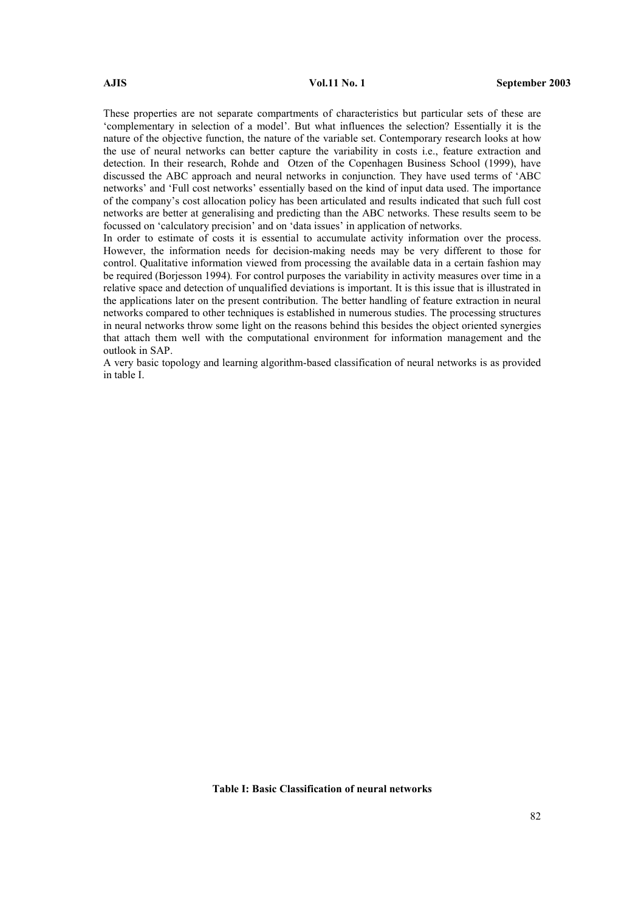These properties are not separate compartments of characteristics but particular sets of these are 'complementary in selection of a model'. But what influences the selection? Essentially it is the nature of the objective function, the nature of the variable set. Contemporary research looks at how the use of neural networks can better capture the variability in costs i.e., feature extraction and detection. In their research, Rohde and Otzen of the Copenhagen Business School (1999), have discussed the ABC approach and neural networks in conjunction. They have used terms of 'ABC networks' and 'Full cost networks' essentially based on the kind of input data used. The importance of the company's cost allocation policy has been articulated and results indicated that such full cost networks are better at generalising and predicting than the ABC networks. These results seem to be focussed on 'calculatory precision' and on 'data issues' in application of networks.

In order to estimate of costs it is essential to accumulate activity information over the process. However, the information needs for decision-making needs may be very different to those for control. Qualitative information viewed from processing the available data in a certain fashion may be required (Borjesson 1994). For control purposes the variability in activity measures over time in a relative space and detection of unqualified deviations is important. It is this issue that is illustrated in the applications later on the present contribution. The better handling of feature extraction in neural networks compared to other techniques is established in numerous studies. The processing structures in neural networks throw some light on the reasons behind this besides the object oriented synergies that attach them well with the computational environment for information management and the outlook in SAP.

A very basic topology and learning algorithm-based classification of neural networks is as provided in table I.

**Table I: Basic Classification of neural networks**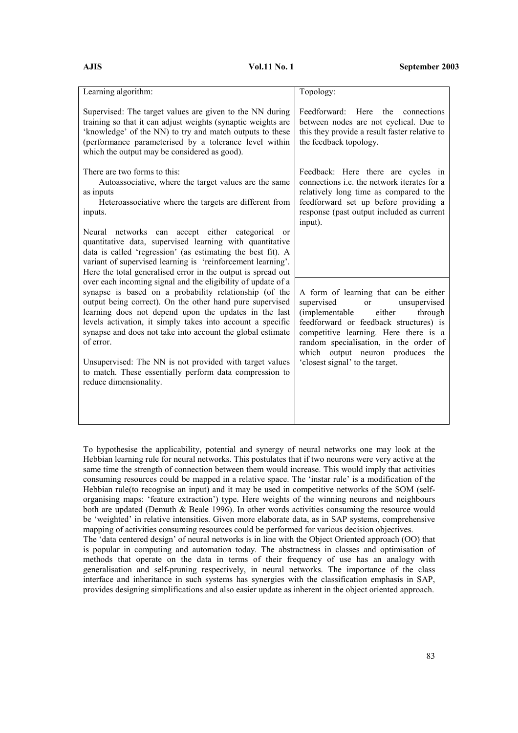| Learning algorithm: | Topology: |
| --- | --- |
| Supervised: The target values are given to the NN during training so that it can adjust weights (synaptic weights are 'knowledge' of the NN) to try and match outputs to these (performance parameterised by a tolerance level within which the output may be considered as good).<br><br>There are two forms to this:<br>Autoassociative, where the target values are the same as inputs<br>Heteroassociative where the targets are different from inputs.<br><br>Neural networks can accept either categorical or quantitative data, supervised learning with quantitative data is called 'regression' (as estimating the best fit). A variant of supervised learning is 'reinforcement learning'. Here the total generalised error in the output is spread out over each incoming signal and the eligibility of update of a synapse is based on a probability relationship (of the output being correct). On the other hand pure supervised learning does not depend upon the updates in the last levels activation, it simply takes into account a specific synapse and does not take into account the global estimate of error.<br><br>Unsupervised: The NN is not provided with target values to match. These essentially perform data compression to reduce dimensionality. | Feedforward: Here the connections between nodes are not cyclical. Due to this they provide a result faster relative to the feedback topology.<br><br>Feedback: Here there are cycles in connections i.e. the network iterates for a relatively long time as compared to the feedforward set up before providing a response (past output included as current input).<br><br>A form of learning that can be either supervised or unsupervised (implementable either through feedforward or feedback structures) is competitive learning. Here there is a random specialisation, in the order of which output neuron produces the 'closest signal' to the target. |

To hypothesise the applicability, potential and synergy of neural networks one may look at the Hebbian learning rule for neural networks. This postulates that if two neurons were very active at the same time the strength of connection between them would increase. This would imply that activities consuming resources could be mapped in a relative space. The 'instar rule' is a modification of the Hebbian rule(to recognise an input) and it may be used in competitive networks of the SOM (self-organising maps: 'feature extraction') type. Here weights of the winning neurons and neighbours both are updated (Demuth & Beale 1996). In other words activities consuming the resource would be 'weighted' in relative intensities. Given more elaborate data, as in SAP systems, comprehensive mapping of activities consuming resources could be performed for various decision objectives.

The 'data centered design' of neural networks is in line with the Object Oriented approach (OO) that is popular in computing and automation today. The abstractness in classes and optimisation of methods that operate on the data in terms of their frequency of use has an analogy with generalisation and self-pruning respectively, in neural networks. The importance of the class interface and inheritance in such systems has synergies with the classification emphasis in SAP, provides designing simplifications and also easier update as inherent in the object oriented approach.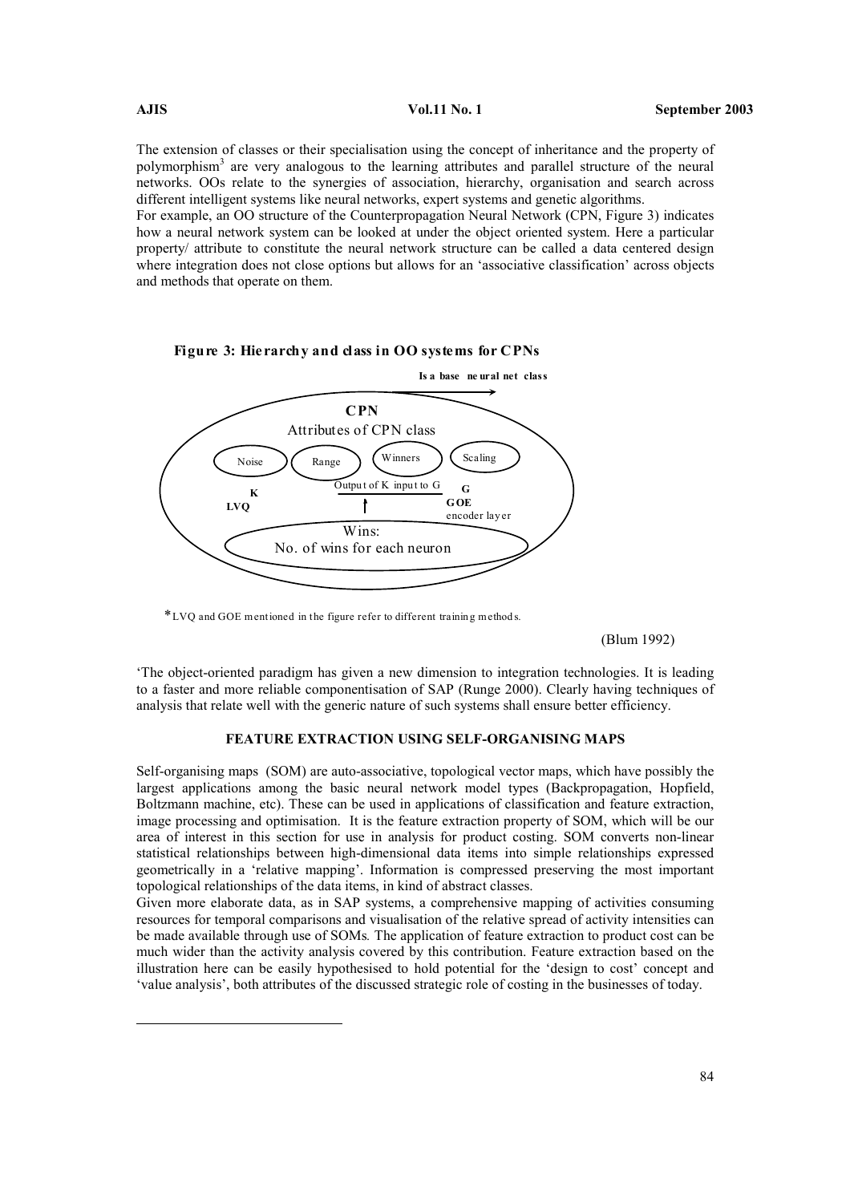The extension of classes or their specialisation using the concept of inheritance and the property of polymorphism[3] are very analogous to the learning attributes and parallel structure of the neural networks. OOs relate to the synergies of association, hierarchy, organisation and search across different intelligent systems like neural networks, expert systems and genetic algorithms.

For example, an OO structure of the Counterpropagation Neural Network (CPN, Figure 3) indicates how a neural network system can be looked at under the object oriented system. Here a particular property/ attribute to constitute the neural network structure can be called a data centered design where integration does not close options but allows for an 'associative classification' across objects and methods that operate on them.

**Figure 3: Hierarchy and class in OO systems for CPNs**

Is a base neural net class

CPN

Attributes of CPN class

Noise · Range · Winners · Scaling

K LVQ · Output of K input to G · G GOE encoder layer

Wins: No. of wins for each neuron

*LVQ and GOE mentioned in the figure refer to different training methods.

(Blum 1992)

'The object-oriented paradigm has given a new dimension to integration technologies. It is leading to a faster and more reliable componentisation of SAP (Runge 2000). Clearly having techniques of analysis that relate well with the generic nature of such systems shall ensure better efficiency.

## FEATURE EXTRACTION USING SELF-ORGANISING MAPS

Self-organising maps (SOM) are auto-associative, topological vector maps, which have possibly the largest applications among the basic neural network model types (Backpropagation, Hopfield, Boltzmann machine, etc). These can be used in applications of classification and feature extraction, image processing and optimisation. It is the feature extraction property of SOM, which will be our area of interest in this section for use in analysis for product costing. SOM converts non-linear statistical relationships between high-dimensional data items into simple relationships expressed geometrically in a 'relative mapping'. Information is compressed preserving the most important topological relationships of the data items, in kind of abstract classes.

Given more elaborate data, as in SAP systems, a comprehensive mapping of activities consuming resources for temporal comparisons and visualisation of the relative spread of activity intensities can be made available through use of SOMs*.* The application of feature extraction to product cost can be much wider than the activity analysis covered by this contribution. Feature extraction based on the illustration here can be easily hypothesised to hold potential for the 'design to cost' concept and 'value analysis', both attributes of the discussed strategic role of costing in the businesses of today.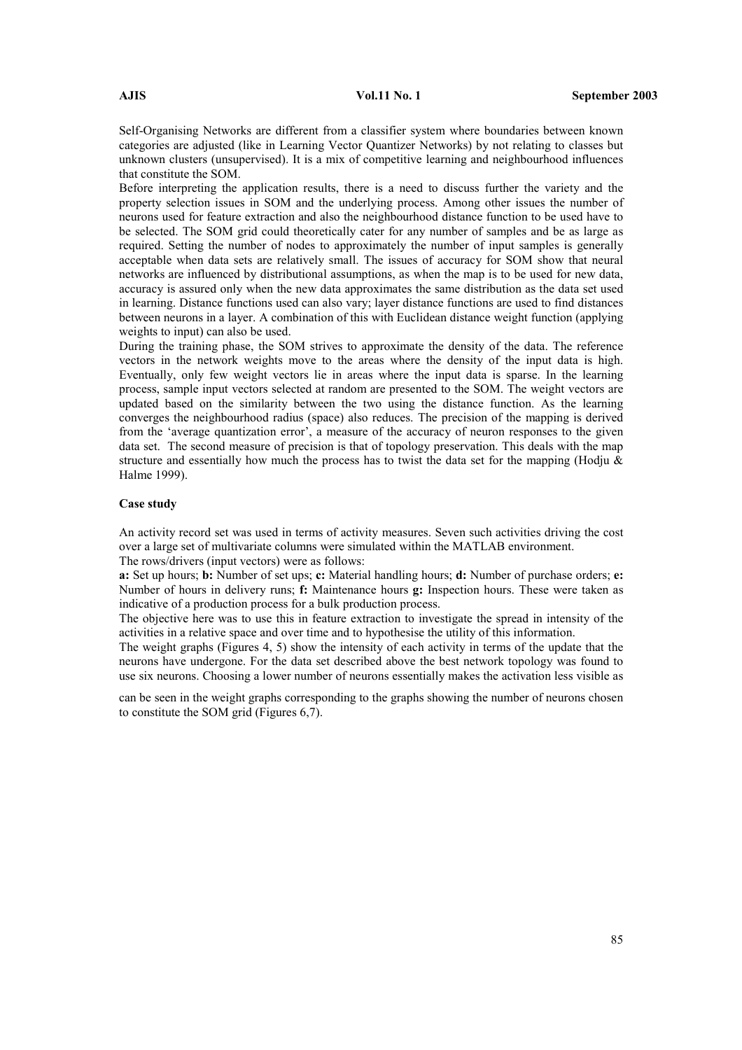Self-Organising Networks are different from a classifier system where boundaries between known categories are adjusted (like in Learning Vector Quantizer Networks) by not relating to classes but unknown clusters (unsupervised). It is a mix of competitive learning and neighbourhood influences that constitute the SOM.

Before interpreting the application results, there is a need to discuss further the variety and the property selection issues in SOM and the underlying process. Among other issues the number of neurons used for feature extraction and also the neighbourhood distance function to be used have to be selected. The SOM grid could theoretically cater for any number of samples and be as large as required. Setting the number of nodes to approximately the number of input samples is generally acceptable when data sets are relatively small. The issues of accuracy for SOM show that neural networks are influenced by distributional assumptions, as when the map is to be used for new data, accuracy is assured only when the new data approximates the same distribution as the data set used in learning. Distance functions used can also vary; layer distance functions are used to find distances between neurons in a layer. A combination of this with Euclidean distance weight function (applying weights to input) can also be used.

During the training phase, the SOM strives to approximate the density of the data. The reference vectors in the network weights move to the areas where the density of the input data is high. Eventually, only few weight vectors lie in areas where the input data is sparse. In the learning process, sample input vectors selected at random are presented to the SOM. The weight vectors are updated based on the similarity between the two using the distance function. As the learning converges the neighbourhood radius (space) also reduces. The precision of the mapping is derived from the 'average quantization error', a measure of the accuracy of neuron responses to the given data set. The second measure of precision is that of topology preservation. This deals with the map structure and essentially how much the process has to twist the data set for the mapping (Hodju & Halme 1999).

**Case study**

An activity record set was used in terms of activity measures. Seven such activities driving the cost over a large set of multivariate columns were simulated within the MATLAB environment.

The rows/drivers (input vectors) were as follows:

**a:** Set up hours; **b:** Number of set ups; **c:** Material handling hours; **d:** Number of purchase orders; **e:** Number of hours in delivery runs; **f:** Maintenance hours **g:** Inspection hours. These were taken as indicative of a production process for a bulk production process.

The objective here was to use this in feature extraction to investigate the spread in intensity of the activities in a relative space and over time and to hypothesise the utility of this information.

The weight graphs (Figures 4, 5) show the intensity of each activity in terms of the update that the neurons have undergone. For the data set described above the best network topology was found to use six neurons. Choosing a lower number of neurons essentially makes the activation less visible as can be seen in the weight graphs corresponding to the graphs showing the number of neurons chosen to constitute the SOM grid (Figures 6,7).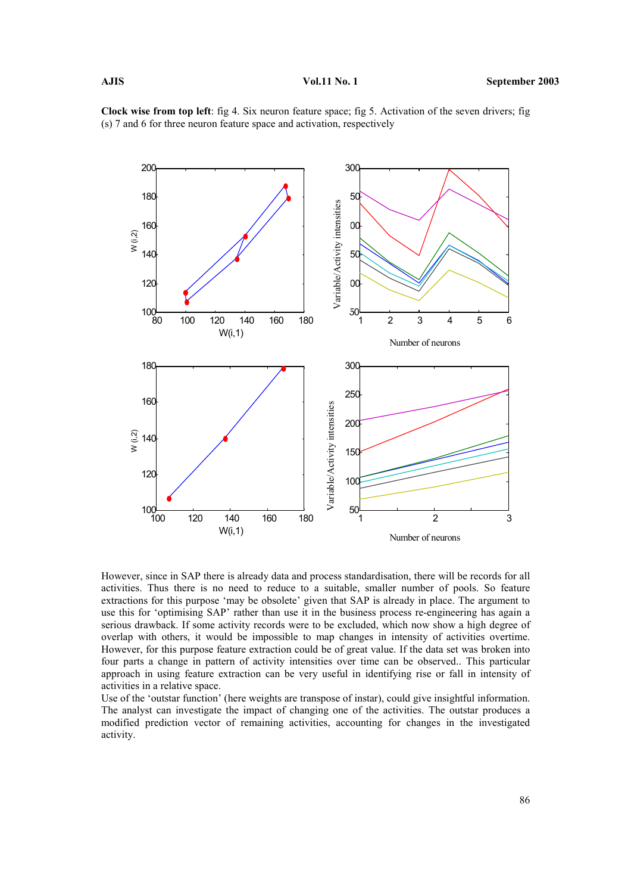**Clock wise from top left**: fig 4. Six neuron feature space; fig 5. Activation of the seven drivers; fig (s) 7 and 6 for three neuron feature space and activation, respectively

However, since in SAP there is already data and process standardisation, there will be records for all activities. Thus there is no need to reduce to a suitable, smaller number of pools. So feature extractions for this purpose 'may be obsolete' given that SAP is already in place. The argument to use this for 'optimising SAP' rather than use it in the business process re-engineering has again a serious drawback. If some activity records were to be excluded, which now show a high degree of overlap with others, it would be impossible to map changes in intensity of activities overtime. However, for this purpose feature extraction could be of great value. If the data set was broken into four parts a change in pattern of activity intensities over time can be observed.. This particular approach in using feature extraction can be very useful in identifying rise or fall in intensity of activities in a relative space.

Use of the 'outstar function' (here weights are transpose of instar), could give insightful information. The analyst can investigate the impact of changing one of the activities. The outstar produces a modified prediction vector of remaining activities, accounting for changes in the investigated activity.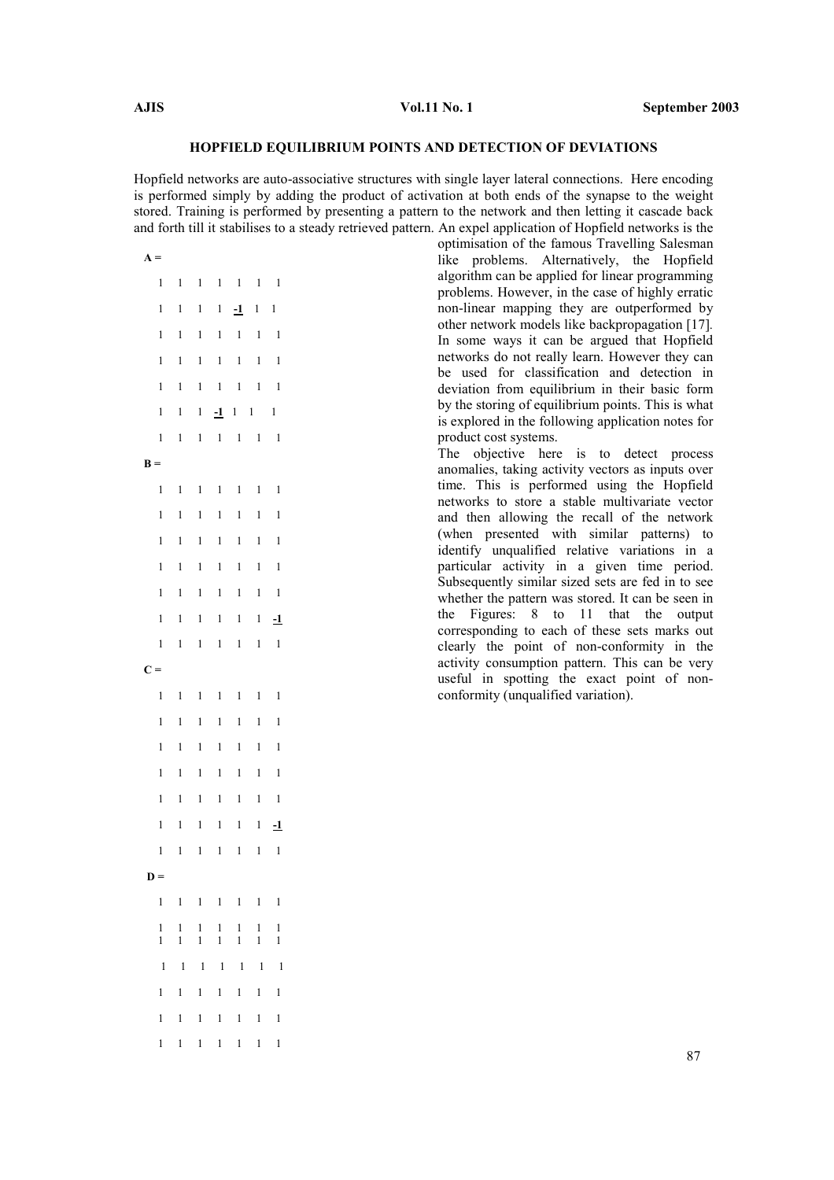### HOPFIELD EQUILIBRIUM POINTS AND DETECTION OF DEVIATIONS

Hopfield networks are auto-associative structures with single layer lateral connections. Here encoding is performed simply by adding the product of activation at both ends of the synapse to the weight stored. Training is performed by presenting a pattern to the network and then letting it cascade back and forth till it stabilises to a steady retrieved pattern. An expel application of Hopfield networks is the optimisation of the famous Travelling Salesman like problems. Alternatively, the Hopfield algorithm can be applied for linear programming problems. However, in the case of highly erratic non-linear mapping they are outperformed by other network models like backpropagation [17]. In some ways it can be argued that Hopfield networks do not really learn. However they can be used for classification and detection in deviation from equilibrium in their basic form by the storing of equilibrium points. This is what is explored in the following application notes for product cost systems.

The objective here is to detect process anomalies, taking activity vectors as inputs over time. This is performed using the Hopfield networks to store a stable multivariate vector and then allowing the recall of the network (when presented with similar patterns) to identify unqualified relative variations in a particular activity in a given time period. Subsequently similar sized sets are fed in to see whether the pattern was stored. It can be seen in the Figures: 8 to 11 that the output corresponding to each of these sets marks out clearly the point of non-conformity in the activity consumption pattern. This can be very useful in spotting the exact point of non-conformity (unqualified variation).

**A =**

```
1  1  1  1  1  1  1
1  1  1  1  -1 1  1
1  1  1  1  1  1  1
1  1  1  1  1  1  1
1  1  1  1  1  1  1
1  1  1  -1 1  1  1
1  1  1  1  1  1  1
```

**B =**

```
1  1  1  1  1  1  1
1  1  1  1  1  1  1
1  1  1  1  1  1  1
1  1  1  1  1  1  1
1  1  1  1  1  1  1
1  1  1  1  1  1  -1
1  1  1  1  1  1  1
```

**C =**

```
1  1  1  1  1  1  1
1  1  1  1  1  1  1
1  1  1  1  1  1  1
1  1  1  1  1  1  1
1  1  1  1  1  1  1
1  1  1  1  1  1  -1
1  1  1  1  1  1  1
```

**D =**

```
1  1  1  1  1  1  1
1  1  1  1  1  1  1
1  1  1  1  1  1  1
1  1  1  1  1  1  1
1  1  1  1  1  1  1
1  1  1  1  1  1  1
1  1  1  1  1  1  1
```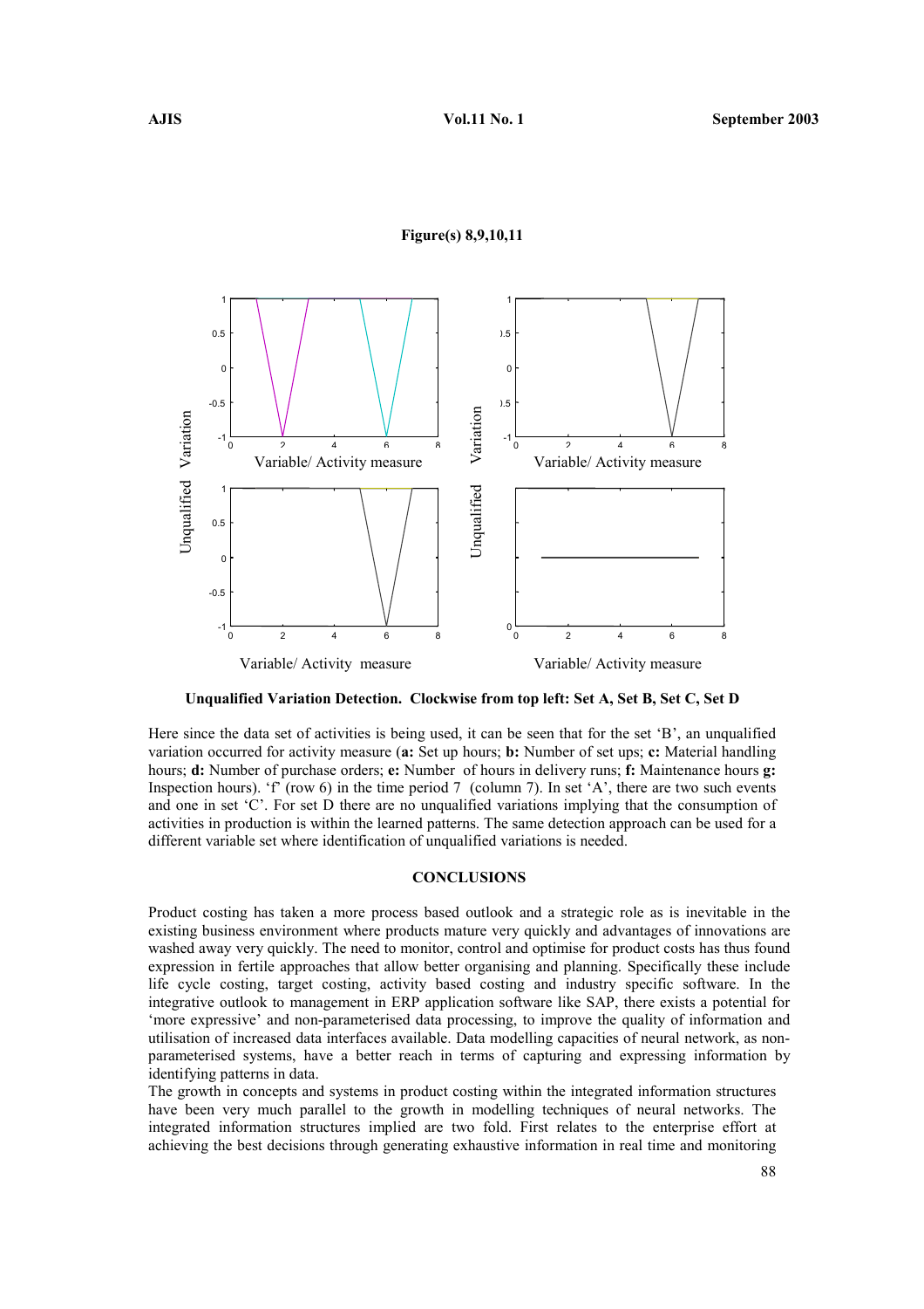**Figure(s) 8,9,10,11**

**Unqualified Variation Detection. Clockwise from top left: Set A, Set B, Set C, Set D**

Here since the data set of activities is being used, it can be seen that for the set 'B', an unqualified variation occurred for activity measure (**a:** Set up hours; **b:** Number of set ups; **c:** Material handling hours; **d:** Number of purchase orders; **e:** Number of hours in delivery runs; **f:** Maintenance hours **g:** Inspection hours). 'f' (row 6) in the time period 7 (column 7). In set 'A', there are two such events and one in set 'C'. For set D there are no unqualified variations implying that the consumption of activities in production is within the learned patterns. The same detection approach can be used for a different variable set where identification of unqualified variations is needed.

## CONCLUSIONS

Product costing has taken a more process based outlook and a strategic role as is inevitable in the existing business environment where products mature very quickly and advantages of innovations are washed away very quickly. The need to monitor, control and optimise for product costs has thus found expression in fertile approaches that allow better organising and planning. Specifically these include life cycle costing, target costing, activity based costing and industry specific software. In the integrative outlook to management in ERP application software like SAP, there exists a potential for 'more expressive' and non-parameterised data processing, to improve the quality of information and utilisation of increased data interfaces available. Data modelling capacities of neural network, as non-parameterised systems, have a better reach in terms of capturing and expressing information by identifying patterns in data.

The growth in concepts and systems in product costing within the integrated information structures have been very much parallel to the growth in modelling techniques of neural networks. The integrated information structures implied are two fold. First relates to the enterprise effort at achieving the best decisions through generating exhaustive information in real time and monitoring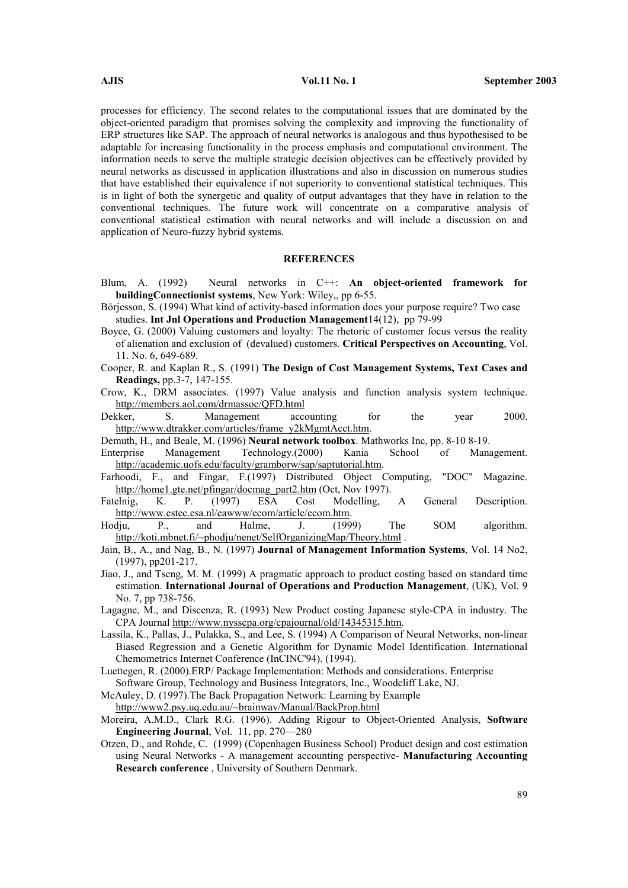processes for efficiency. The second relates to the computational issues that are dominated by the object-oriented paradigm that promises solving the complexity and improving the functionality of ERP structures like SAP. The approach of neural networks is analogous and thus hypothesised to be adaptable for increasing functionality in the process emphasis and computational environment. The information needs to serve the multiple strategic decision objectives can be effectively provided by neural networks as discussed in application illustrations and also in discussion on numerous studies that have established their equivalence if not superiority to conventional statistical techniques. This is in light of both the synergetic and quality of output advantages that they have in relation to the conventional techniques. The future work will concentrate on a comparative analysis of conventional statistical estimation with neural networks and will include a discussion on and application of Neuro-fuzzy hybrid systems.

## REFERENCES

Blum, A. (1992) Neural networks in C++: **An object-oriented framework for buildingConnectionist systems**, New York: Wiley,, pp 6-55.

Börjesson, S. (1994) What kind of activity-based information does your purpose require? Two case studies. **Int Jnl Operations and Production Management**14(12), pp 79-99

Boyce, G. (2000) Valuing customers and loyalty: The rhetoric of customer focus versus the reality of alienation and exclusion of (devalued) customers. **Critical Perspectives on Accounting**, Vol. 11. No. 6, 649-689.

Cooper, R. and Kaplan R., S. (1991) **The Design of Cost Management Systems, Text Cases and Readings,** pp.3-7, 147-155.

Crow, K., DRM associates. (1997) Value analysis and function analysis system technique. http://members.aol.com/drmassoc/QFD.html

Dekker, S. Management accounting for the year 2000. http://www.dtrakker.com/articles/frame_y2kMgmtAcct.htm.

Demuth, H., and Beale, M. (1996) **Neural network toolbox**. Mathworks Inc, pp. 8-10 8-19.

Enterprise Management Technology.(2000) Kania School of Management. http://academic.uofs.edu/faculty/gramborw/sap/saptutorial.htm.

Farhoodi, F., and Fingar, F.(1997) Distributed Object Computing, "DOC" Magazine. http://home1.gte.net/pfingar/docmag_part2.htm (Oct, Nov 1997).

Fatelnig, K. P. (1997) ESA Cost Modelling, A General Description. http://www.estec.esa.nl/eawww/ecom/article/ecom.htm.

Hodju, P., and Halme, J. (1999) The SOM algorithm. http://koti.mbnet.fi/~phodju/nenet/SelfOrganizingMap/Theory.html .

Jain, B., A., and Nag, B., N. (1997) **Journal of Management Information Systems**, Vol. 14 No2, (1997), pp201-217.

Jiao, J., and Tseng, M. M. (1999) A pragmatic approach to product costing based on standard time estimation. **International Journal of Operations and Production Management**, (UK), Vol. 9 No. 7, pp 738-756.

Lagagne, M., and Discenza, R. (1993) New Product costing Japanese style-CPA in industry. The CPA Journal http://www.nysscpa.org/cpajournal/old/14345315.htm.

Lassila, K., Pallas, J., Pulakka, S., and Lee, S. (1994) A Comparison of Neural Networks, non-linear Biased Regression and a Genetic Algorithm for Dynamic Model Identification. International Chemometrics Internet Conference (InCINC'94). (1994).

Luettegen, R. (2000).ERP/ Package Implementation: Methods and considerations. Enterprise Software Group, Technology and Business Integrators, Inc., Woodcliff Lake, NJ.

McAuley, D. (1997).The Back Propagation Network: Learning by Example http://www2.psy.uq.edu.au/~brainwav/Manual/BackProp.html

Moreira, A.M.D., Clark R.G. (1996). Adding Rigour to Object-Oriented Analysis, **Software Engineering Journal**, Vol. 11, pp. 270—280

Otzen, D., and Rohde, C. (1999) (Copenhagen Business School) Product design and cost estimation using Neural Networks - A management accounting perspective- **Manufacturing Accounting Research conference** , University of Southern Denmark.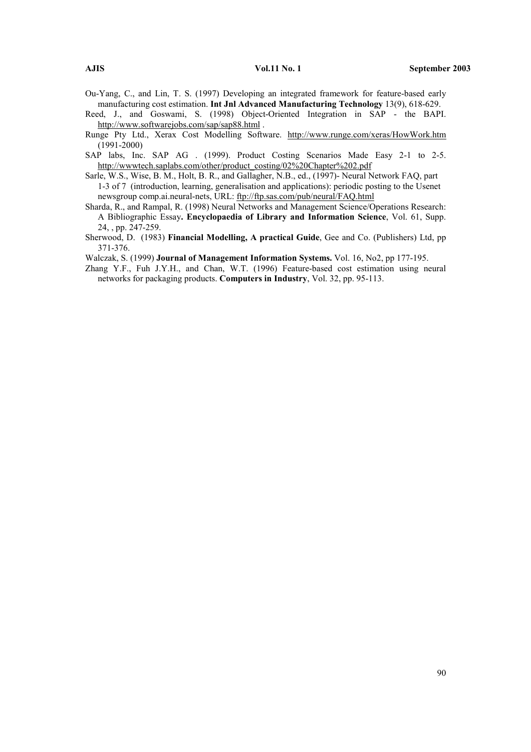Ou-Yang, C., and Lin, T. S. (1997) Developing an integrated framework for feature-based early manufacturing cost estimation. **Int Jnl Advanced Manufacturing Technology** 13(9), 618-629.

Reed, J., and Goswami, S. (1998) Object-Oriented Integration in SAP - the BAPI. http://www.softwarejobs.com/sap/sap88.html .

Runge Pty Ltd., Xerax Cost Modelling Software. http://www.runge.com/xeras/HowWork.htm (1991-2000)

SAP labs, Inc. SAP AG . (1999). Product Costing Scenarios Made Easy 2-1 to 2-5. http://wwwtech.saplabs.com/other/product_costing/02%20Chapter%202.pdf

Sarle, W.S., Wise, B. M., Holt, B. R., and Gallagher, N.B., ed., (1997)- Neural Network FAQ, part 1-3 of 7 (introduction, learning, generalisation and applications): periodic posting to the Usenet newsgroup comp.ai.neural-nets, URL: ftp://ftp.sas.com/pub/neural/FAQ.html

Sharda, R., and Rampal, R. (1998) Neural Networks and Management Science/Operations Research: A Bibliographic Essay**. Encyclopaedia of Library and Information Science**, Vol. 61, Supp. 24, , pp. 247-259.

Sherwood, D. (1983) **Financial Modelling, A practical Guide**, Gee and Co. (Publishers) Ltd, pp 371-376.

Walczak, S. (1999) **Journal of Management Information Systems.** Vol. 16, No2, pp 177-195.

Zhang Y.F., Fuh J.Y.H., and Chan, W.T. (1996) Feature-based cost estimation using neural networks for packaging products. **Computers in Industry**, Vol. 32, pp. 95-113.